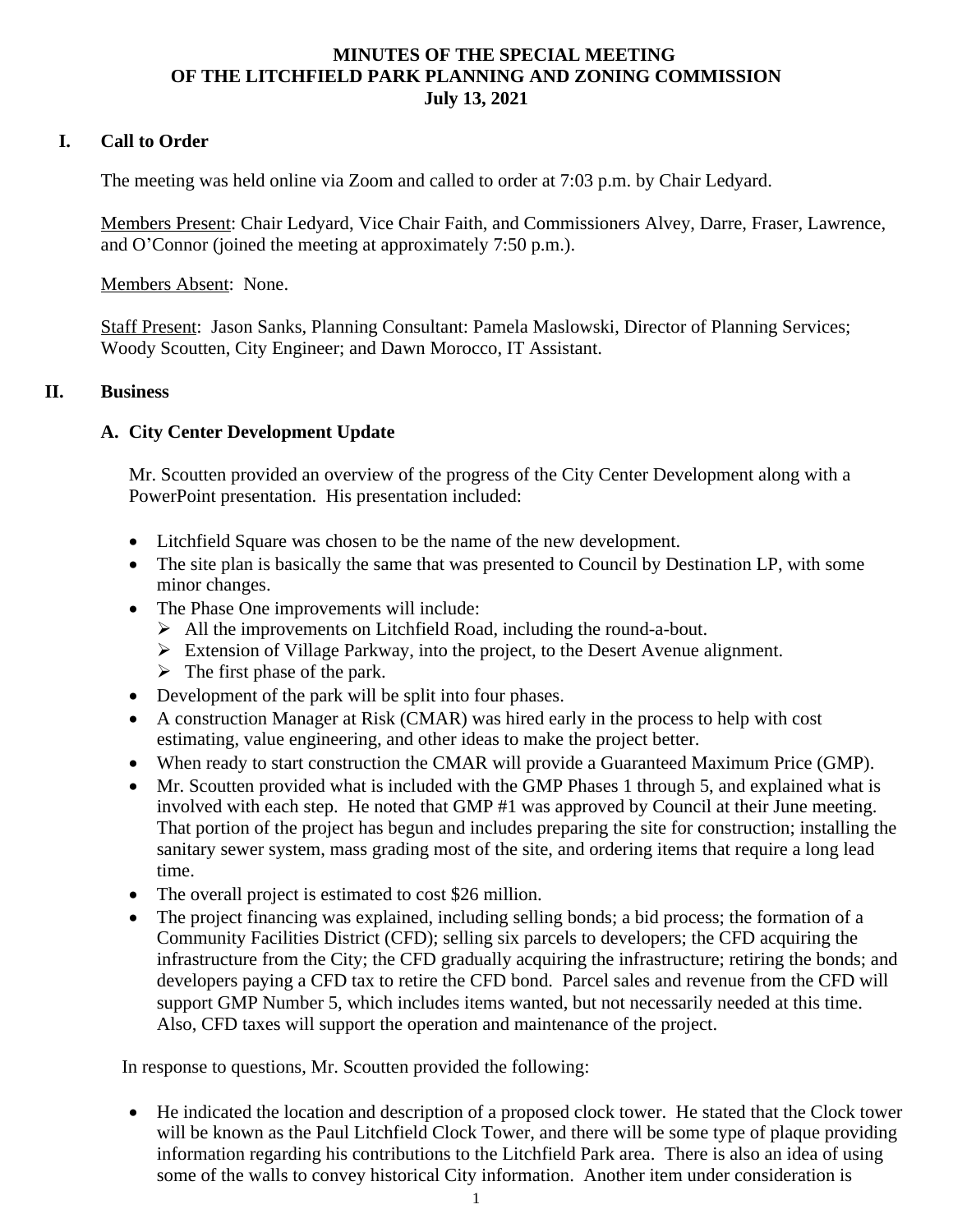# MINUTES OF THE SPECIAL MEETING OF THE LITCHFIELD PARK PLANNING AND ZONING COMMISSION July 13, 2021

## I. Call to Order

The meeting was held online via Zoom and called to order at 7:03 p.m. by Chair Ledyard.

Members Present: Chair Ledyard, Vice Chair Faith, and Commissioners Alvey, Darre, Fraser, Lawrence, and O'Connor (joined the meeting at approximately 7:50 p.m.).

Members Absent: None.

Staff Present: Jason Sanks, Planning Consultant: Pamela Maslowski, Director of Planning Services; Woody Scoutten, City Engineer; and Dawn Morocco, IT Assistant.

## II. Business

### A. City Center Development Update

Mr. Scoutten provided an overview of the progress of the City Center Development along with a PowerPoint presentation. His presentation included:

- Litchfield Square was chosen to be the name of the new development.
- The site plan is basically the same that was presented to Council by Destination LP, with some minor changes.
- The Phase One improvements will include:
  - All the improvements on Litchfield Road, including the round-a-bout.
  - Extension of Village Parkway, into the project, to the Desert Avenue alignment.
  - The first phase of the park.
- Development of the park will be split into four phases.
- A construction Manager at Risk (CMAR) was hired early in the process to help with cost estimating, value engineering, and other ideas to make the project better.
- When ready to start construction the CMAR will provide a Guaranteed Maximum Price (GMP).
- Mr. Scoutten provided what is included with the GMP Phases 1 through 5, and explained what is involved with each step. He noted that GMP #1 was approved by Council at their June meeting. That portion of the project has begun and includes preparing the site for construction; installing the sanitary sewer system, mass grading most of the site, and ordering items that require a long lead time.
- The overall project is estimated to cost $26 million.
- The project financing was explained, including selling bonds; a bid process; the formation of a Community Facilities District (CFD); selling six parcels to developers; the CFD acquiring the infrastructure from the City; the CFD gradually acquiring the infrastructure; retiring the bonds; and developers paying a CFD tax to retire the CFD bond. Parcel sales and revenue from the CFD will support GMP Number 5, which includes items wanted, but not necessarily needed at this time. Also, CFD taxes will support the operation and maintenance of the project.

In response to questions, Mr. Scoutten provided the following:

- He indicated the location and description of a proposed clock tower. He stated that the Clock tower will be known as the Paul Litchfield Clock Tower, and there will be some type of plaque providing information regarding his contributions to the Litchfield Park area. There is also an idea of using some of the walls to convey historical City information. Another item under consideration is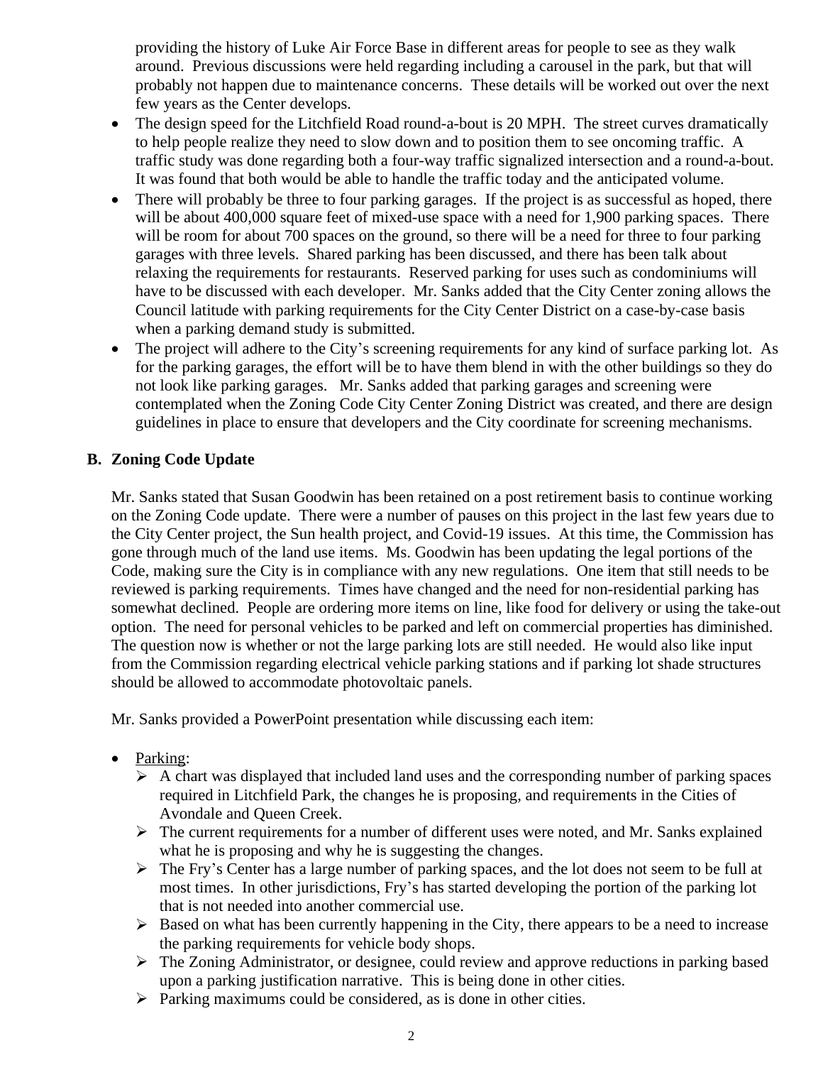providing the history of Luke Air Force Base in different areas for people to see as they walk around. Previous discussions were held regarding including a carousel in the park, but that will probably not happen due to maintenance concerns. These details will be worked out over the next few years as the Center develops.

- The design speed for the Litchfield Road round-a-bout is 20 MPH. The street curves dramatically to help people realize they need to slow down and to position them to see oncoming traffic. A traffic study was done regarding both a four-way traffic signalized intersection and a round-a-bout. It was found that both would be able to handle the traffic today and the anticipated volume.
- There will probably be three to four parking garages. If the project is as successful as hoped, there will be about 400,000 square feet of mixed-use space with a need for 1,900 parking spaces. There will be room for about 700 spaces on the ground, so there will be a need for three to four parking garages with three levels. Shared parking has been discussed, and there has been talk about relaxing the requirements for restaurants. Reserved parking for uses such as condominiums will have to be discussed with each developer. Mr. Sanks added that the City Center zoning allows the Council latitude with parking requirements for the City Center District on a case-by-case basis when a parking demand study is submitted.
- The project will adhere to the City's screening requirements for any kind of surface parking lot. As for the parking garages, the effort will be to have them blend in with the other buildings so they do not look like parking garages. Mr. Sanks added that parking garages and screening were contemplated when the Zoning Code City Center Zoning District was created, and there are design guidelines in place to ensure that developers and the City coordinate for screening mechanisms.

**B. Zoning Code Update**

Mr. Sanks stated that Susan Goodwin has been retained on a post retirement basis to continue working on the Zoning Code update. There were a number of pauses on this project in the last few years due to the City Center project, the Sun health project, and Covid-19 issues. At this time, the Commission has gone through much of the land use items. Ms. Goodwin has been updating the legal portions of the Code, making sure the City is in compliance with any new regulations. One item that still needs to be reviewed is parking requirements. Times have changed and the need for non-residential parking has somewhat declined. People are ordering more items on line, like food for delivery or using the take-out option. The need for personal vehicles to be parked and left on commercial properties has diminished. The question now is whether or not the large parking lots are still needed. He would also like input from the Commission regarding electrical vehicle parking stations and if parking lot shade structures should be allowed to accommodate photovoltaic panels.

Mr. Sanks provided a PowerPoint presentation while discussing each item:

- Parking:
  - A chart was displayed that included land uses and the corresponding number of parking spaces required in Litchfield Park, the changes he is proposing, and requirements in the Cities of Avondale and Queen Creek.
  - The current requirements for a number of different uses were noted, and Mr. Sanks explained what he is proposing and why he is suggesting the changes.
  - The Fry's Center has a large number of parking spaces, and the lot does not seem to be full at most times. In other jurisdictions, Fry's has started developing the portion of the parking lot that is not needed into another commercial use.
  - Based on what has been currently happening in the City, there appears to be a need to increase the parking requirements for vehicle body shops.
  - The Zoning Administrator, or designee, could review and approve reductions in parking based upon a parking justification narrative. This is being done in other cities.
  - Parking maximums could be considered, as is done in other cities.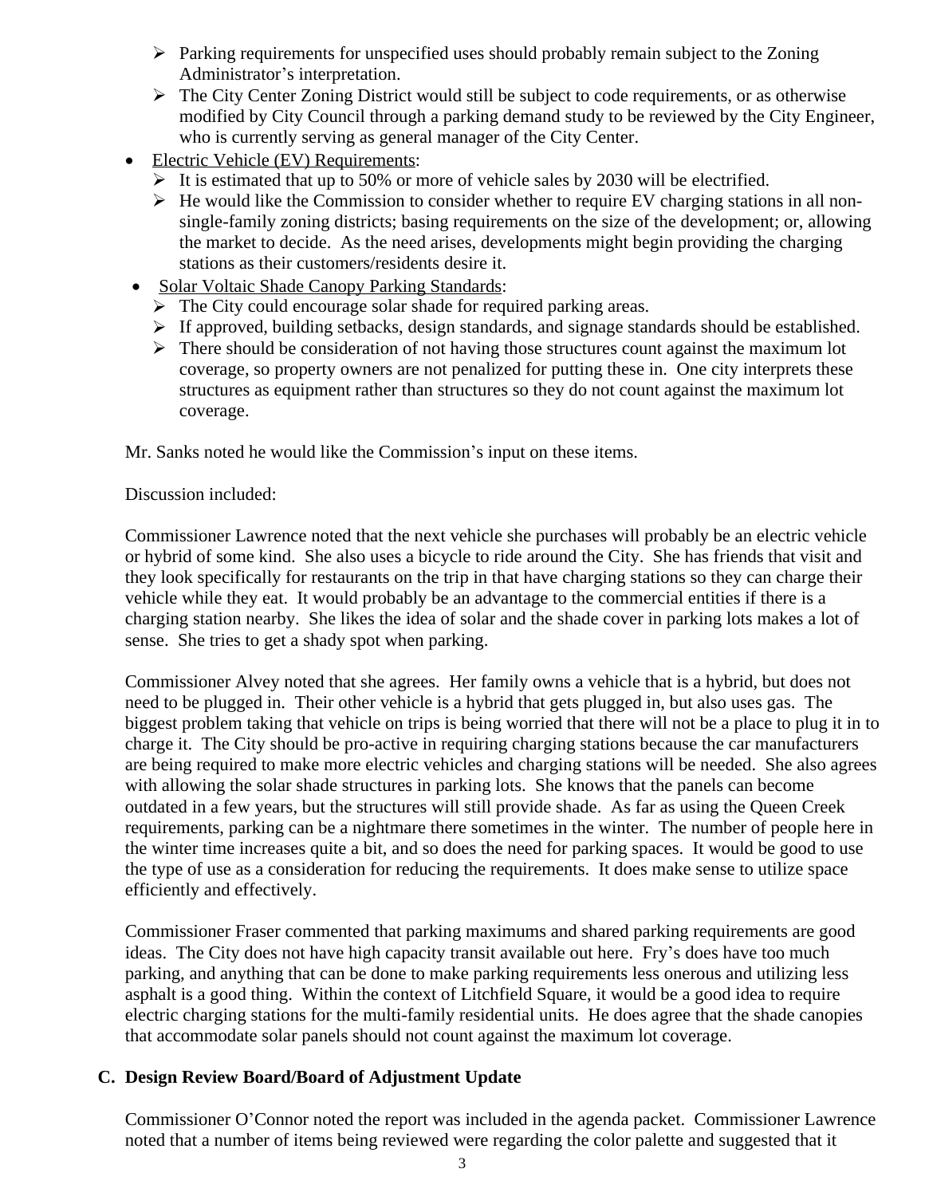- Parking requirements for unspecified uses should probably remain subject to the Zoning Administrator's interpretation.
   - The City Center Zoning District would still be subject to code requirements, or as otherwise modified by City Council through a parking demand study to be reviewed by the City Engineer, who is currently serving as general manager of the City Center.
- Electric Vehicle (EV) Requirements:
   - It is estimated that up to 50% or more of vehicle sales by 2030 will be electrified.
   - He would like the Commission to consider whether to require EV charging stations in all non-single-family zoning districts; basing requirements on the size of the development; or, allowing the market to decide. As the need arises, developments might begin providing the charging stations as their customers/residents desire it.
- Solar Voltaic Shade Canopy Parking Standards:
   - The City could encourage solar shade for required parking areas.
   - If approved, building setbacks, design standards, and signage standards should be established.
   - There should be consideration of not having those structures count against the maximum lot coverage, so property owners are not penalized for putting these in. One city interprets these structures as equipment rather than structures so they do not count against the maximum lot coverage.

Mr. Sanks noted he would like the Commission's input on these items.

Discussion included:

Commissioner Lawrence noted that the next vehicle she purchases will probably be an electric vehicle or hybrid of some kind. She also uses a bicycle to ride around the City. She has friends that visit and they look specifically for restaurants on the trip in that have charging stations so they can charge their vehicle while they eat. It would probably be an advantage to the commercial entities if there is a charging station nearby. She likes the idea of solar and the shade cover in parking lots makes a lot of sense. She tries to get a shady spot when parking.

Commissioner Alvey noted that she agrees. Her family owns a vehicle that is a hybrid, but does not need to be plugged in. Their other vehicle is a hybrid that gets plugged in, but also uses gas. The biggest problem taking that vehicle on trips is being worried that there will not be a place to plug it in to charge it. The City should be pro-active in requiring charging stations because the car manufacturers are being required to make more electric vehicles and charging stations will be needed. She also agrees with allowing the solar shade structures in parking lots. She knows that the panels can become outdated in a few years, but the structures will still provide shade. As far as using the Queen Creek requirements, parking can be a nightmare there sometimes in the winter. The number of people here in the winter time increases quite a bit, and so does the need for parking spaces. It would be good to use the type of use as a consideration for reducing the requirements. It does make sense to utilize space efficiently and effectively.

Commissioner Fraser commented that parking maximums and shared parking requirements are good ideas. The City does not have high capacity transit available out here. Fry's does have too much parking, and anything that can be done to make parking requirements less onerous and utilizing less asphalt is a good thing. Within the context of Litchfield Square, it would be a good idea to require electric charging stations for the multi-family residential units. He does agree that the shade canopies that accommodate solar panels should not count against the maximum lot coverage.

### C. Design Review Board/Board of Adjustment Update

Commissioner O'Connor noted the report was included in the agenda packet. Commissioner Lawrence noted that a number of items being reviewed were regarding the color palette and suggested that it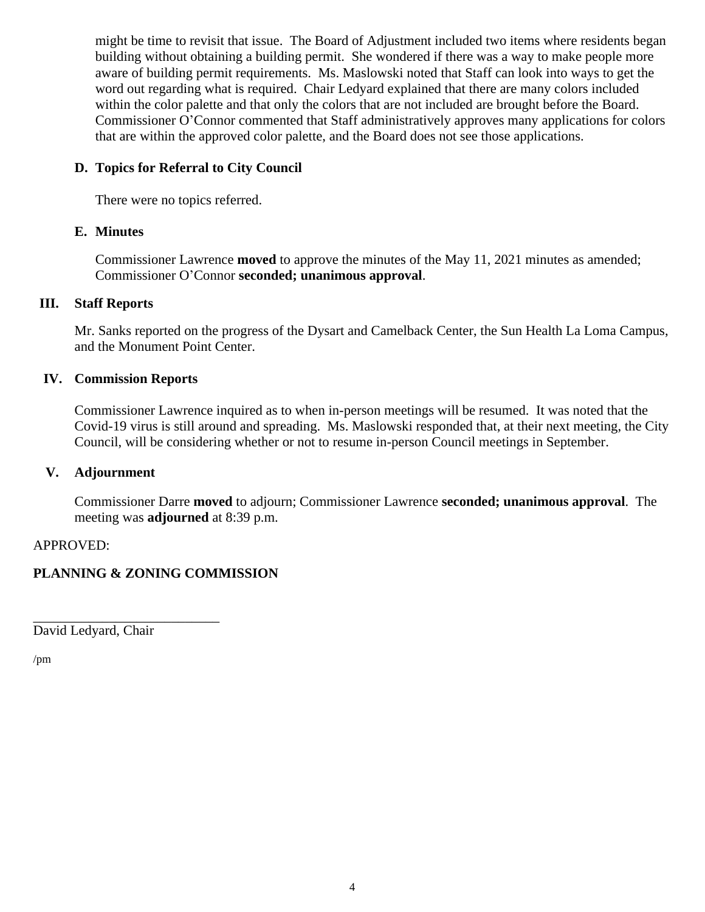might be time to revisit that issue. The Board of Adjustment included two items where residents began building without obtaining a building permit. She wondered if there was a way to make people more aware of building permit requirements. Ms. Maslowski noted that Staff can look into ways to get the word out regarding what is required. Chair Ledyard explained that there are many colors included within the color palette and that only the colors that are not included are brought before the Board. Commissioner O'Connor commented that Staff administratively approves many applications for colors that are within the approved color palette, and the Board does not see those applications.

**D. Topics for Referral to City Council**

There were no topics referred.

**E. Minutes**

Commissioner Lawrence **moved** to approve the minutes of the May 11, 2021 minutes as amended; Commissioner O'Connor **seconded; unanimous approval**.

## III. Staff Reports

Mr. Sanks reported on the progress of the Dysart and Camelback Center, the Sun Health La Loma Campus, and the Monument Point Center.

## IV. Commission Reports

Commissioner Lawrence inquired as to when in-person meetings will be resumed. It was noted that the Covid-19 virus is still around and spreading. Ms. Maslowski responded that, at their next meeting, the City Council, will be considering whether or not to resume in-person Council meetings in September.

## V. Adjournment

Commissioner Darre **moved** to adjourn; Commissioner Lawrence **seconded; unanimous approval**. The meeting was **adjourned** at 8:39 p.m.

APPROVED:

**PLANNING & ZONING COMMISSION**

\_\_\_\_\_\_\_\_\_\_\_\_\_\_\_\_\_\_\_\_\_\_\_\_\_\_\_\_

David Ledyard, Chair

/pm